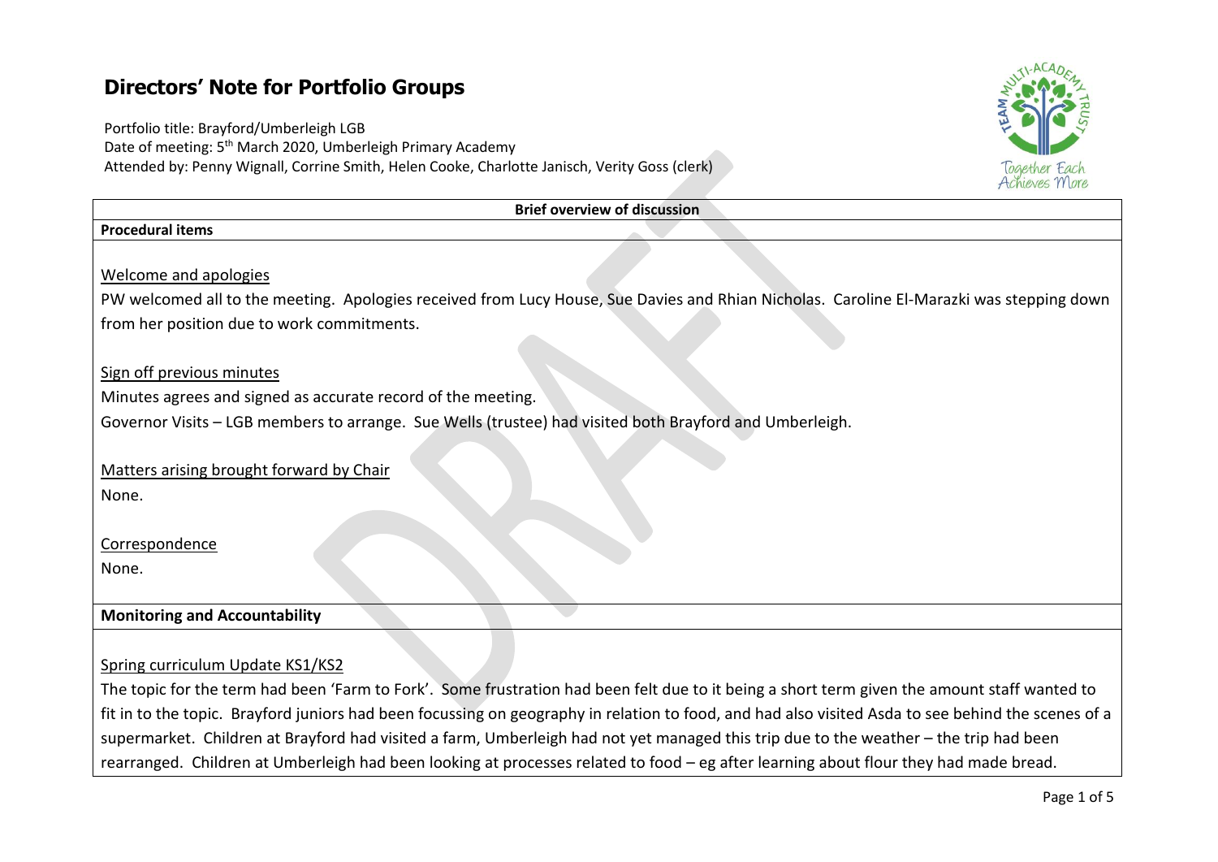# Directors' Note for Portfolio Groups

Portfolio title: Brayford/Umberleigh LGB
Date of meeting: 5th March 2020, Umberleigh Primary Academy
Attended by: Penny Wignall, Corrine Smith, Helen Cooke, Charlotte Janisch, Verity Goss (clerk)

**Brief overview of discussion**

**Procedural items**

Welcome and apologies

PW welcomed all to the meeting. Apologies received from Lucy House, Sue Davies and Rhian Nicholas. Caroline El-Marazki was stepping down from her position due to work commitments.

Sign off previous minutes

Minutes agrees and signed as accurate record of the meeting.

Governor Visits – LGB members to arrange. Sue Wells (trustee) had visited both Brayford and Umberleigh.

Matters arising brought forward by Chair

None.

Correspondence

None.

**Monitoring and Accountability**

Spring curriculum Update KS1/KS2

The topic for the term had been 'Farm to Fork'. Some frustration had been felt due to it being a short term given the amount staff wanted to fit in to the topic. Brayford juniors had been focussing on geography in relation to food, and had also visited Asda to see behind the scenes of a supermarket. Children at Brayford had visited a farm, Umberleigh had not yet managed this trip due to the weather – the trip had been rearranged. Children at Umberleigh had been looking at processes related to food – eg after learning about flour they had made bread.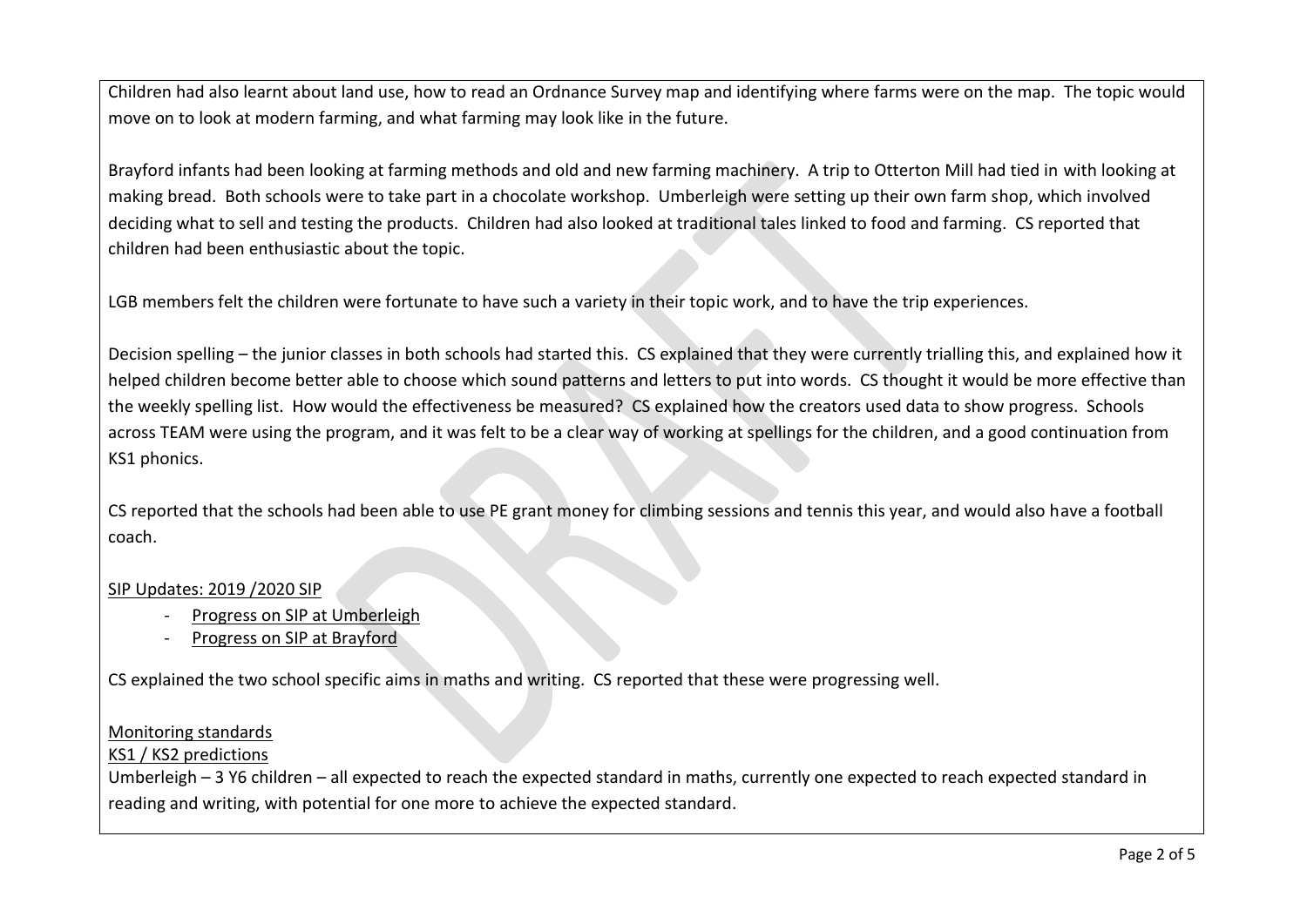Children had also learnt about land use, how to read an Ordnance Survey map and identifying where farms were on the map. The topic would move on to look at modern farming, and what farming may look like in the future.

Brayford infants had been looking at farming methods and old and new farming machinery. A trip to Otterton Mill had tied in with looking at making bread. Both schools were to take part in a chocolate workshop. Umberleigh were setting up their own farm shop, which involved deciding what to sell and testing the products. Children had also looked at traditional tales linked to food and farming. CS reported that children had been enthusiastic about the topic.

LGB members felt the children were fortunate to have such a variety in their topic work, and to have the trip experiences.

Decision spelling – the junior classes in both schools had started this. CS explained that they were currently trialling this, and explained how it helped children become better able to choose which sound patterns and letters to put into words. CS thought it would be more effective than the weekly spelling list. How would the effectiveness be measured? CS explained how the creators used data to show progress. Schools across TEAM were using the program, and it was felt to be a clear way of working at spellings for the children, and a good continuation from KS1 phonics.

CS reported that the schools had been able to use PE grant money for climbing sessions and tennis this year, and would also have a football coach.

<u>SIP Updates: 2019 /2020 SIP</u>

- <u>Progress on SIP at Umberleigh</u>
- <u>Progress on SIP at Brayford</u>

CS explained the two school specific aims in maths and writing. CS reported that these were progressing well.

<u>Monitoring standards</u>

<u>KS1 / KS2 predictions</u>

Umberleigh – 3 Y6 children – all expected to reach the expected standard in maths, currently one expected to reach expected standard in reading and writing, with potential for one more to achieve the expected standard.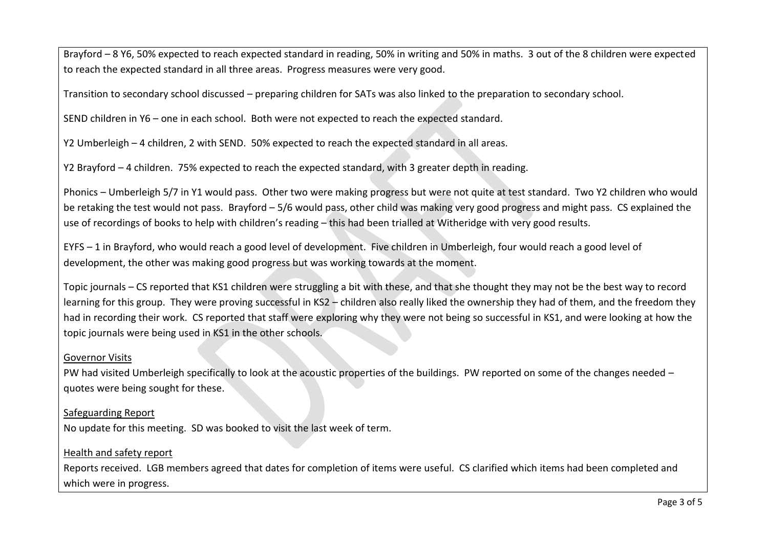Brayford – 8 Y6, 50% expected to reach expected standard in reading, 50% in writing and 50% in maths. 3 out of the 8 children were expected to reach the expected standard in all three areas. Progress measures were very good.

Transition to secondary school discussed – preparing children for SATs was also linked to the preparation to secondary school.

SEND children in Y6 – one in each school. Both were not expected to reach the expected standard.

Y2 Umberleigh – 4 children, 2 with SEND. 50% expected to reach the expected standard in all areas.

Y2 Brayford – 4 children. 75% expected to reach the expected standard, with 3 greater depth in reading.

Phonics – Umberleigh 5/7 in Y1 would pass. Other two were making progress but were not quite at test standard. Two Y2 children who would be retaking the test would not pass. Brayford – 5/6 would pass, other child was making very good progress and might pass. CS explained the use of recordings of books to help with children's reading – this had been trialled at Witheridge with very good results.

EYFS – 1 in Brayford, who would reach a good level of development. Five children in Umberleigh, four would reach a good level of development, the other was making good progress but was working towards at the moment.

Topic journals – CS reported that KS1 children were struggling a bit with these, and that she thought they may not be the best way to record learning for this group. They were proving successful in KS2 – children also really liked the ownership they had of them, and the freedom they had in recording their work. CS reported that staff were exploring why they were not being so successful in KS1, and were looking at how the topic journals were being used in KS1 in the other schools.

<u>Governor Visits</u>

PW had visited Umberleigh specifically to look at the acoustic properties of the buildings. PW reported on some of the changes needed – quotes were being sought for these.

<u>Safeguarding Report</u>

No update for this meeting. SD was booked to visit the last week of term.

<u>Health and safety report</u>

Reports received. LGB members agreed that dates for completion of items were useful. CS clarified which items had been completed and which were in progress.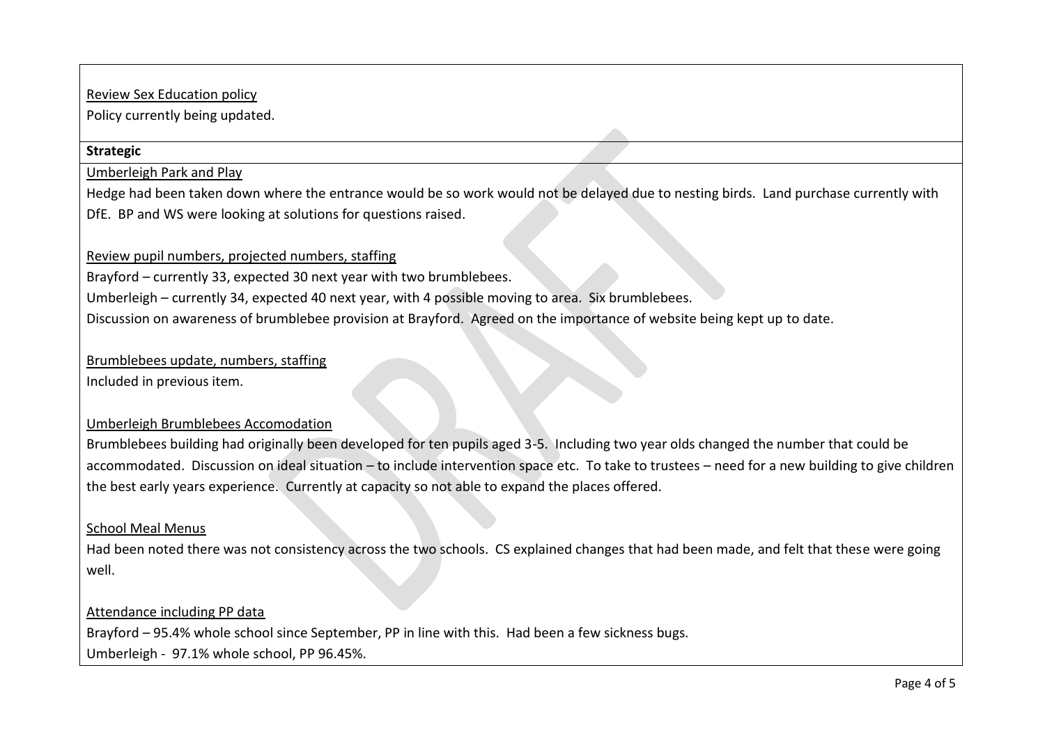<u>Review Sex Education policy</u>

Policy currently being updated.

**Strategic**

<u>Umberleigh Park and Play</u>

Hedge had been taken down where the entrance would be so work would not be delayed due to nesting birds. Land purchase currently with DfE. BP and WS were looking at solutions for questions raised.

<u>Review pupil numbers, projected numbers, staffing</u>

Brayford – currently 33, expected 30 next year with two brumblebees.

Umberleigh – currently 34, expected 40 next year, with 4 possible moving to area. Six brumblebees.

Discussion on awareness of brumblebee provision at Brayford. Agreed on the importance of website being kept up to date.

<u>Brumblebees update, numbers, staffing</u>

Included in previous item.

<u>Umberleigh Brumblebees Accomodation</u>

Brumblebees building had originally been developed for ten pupils aged 3-5. Including two year olds changed the number that could be accommodated. Discussion on ideal situation – to include intervention space etc. To take to trustees – need for a new building to give children the best early years experience. Currently at capacity so not able to expand the places offered.

<u>School Meal Menus</u>

Had been noted there was not consistency across the two schools. CS explained changes that had been made, and felt that these were going well.

<u>Attendance including PP data</u>

Brayford – 95.4% whole school since September, PP in line with this. Had been a few sickness bugs.

Umberleigh - 97.1% whole school, PP 96.45%.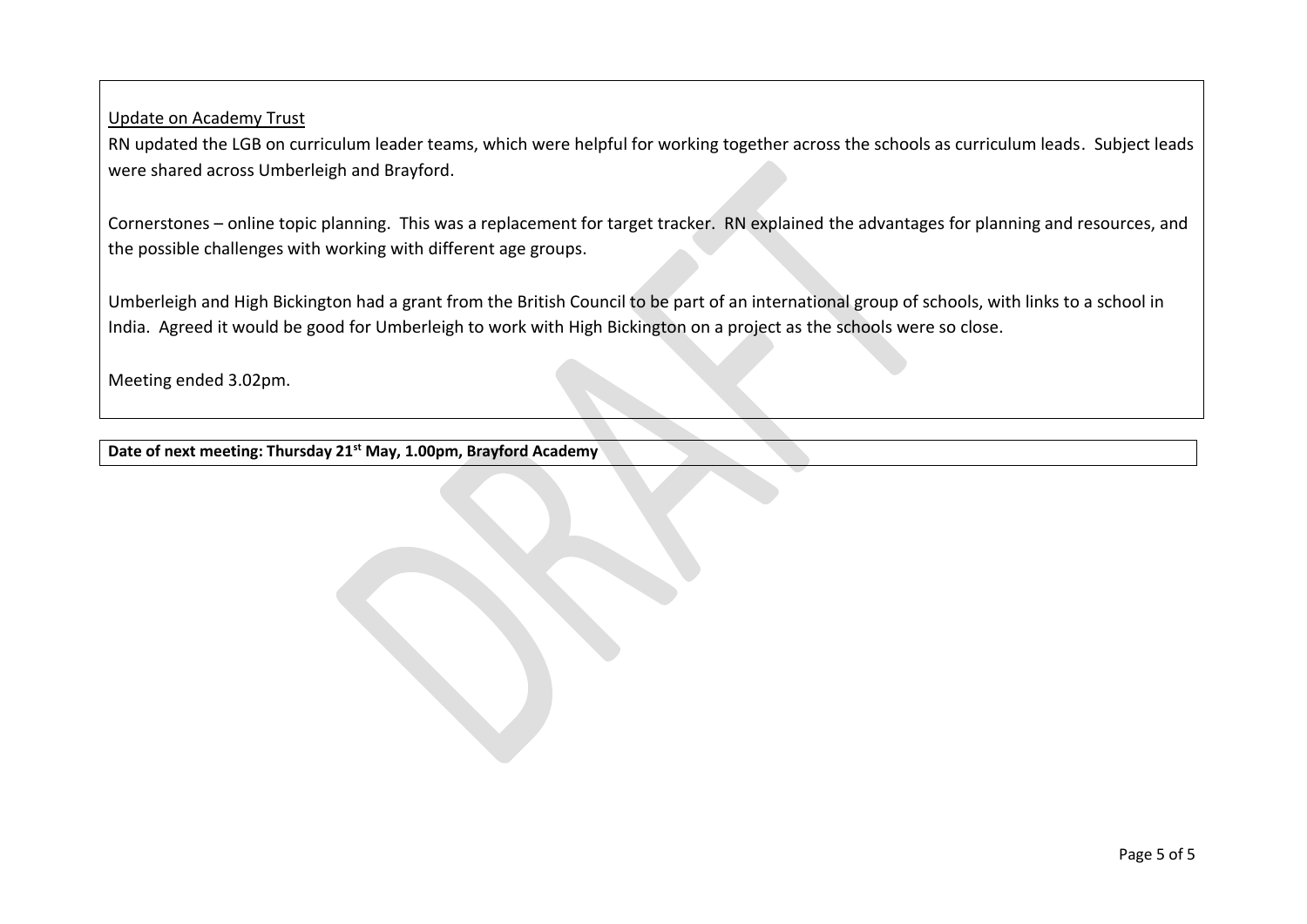Update on Academy Trust

RN updated the LGB on curriculum leader teams, which were helpful for working together across the schools as curriculum leads. Subject leads were shared across Umberleigh and Brayford.

Cornerstones – online topic planning. This was a replacement for target tracker. RN explained the advantages for planning and resources, and the possible challenges with working with different age groups.

Umberleigh and High Bickington had a grant from the British Council to be part of an international group of schools, with links to a school in India. Agreed it would be good for Umberleigh to work with High Bickington on a project as the schools were so close.

Meeting ended 3.02pm.

**Date of next meeting: Thursday 21st May, 1.00pm, Brayford Academy**